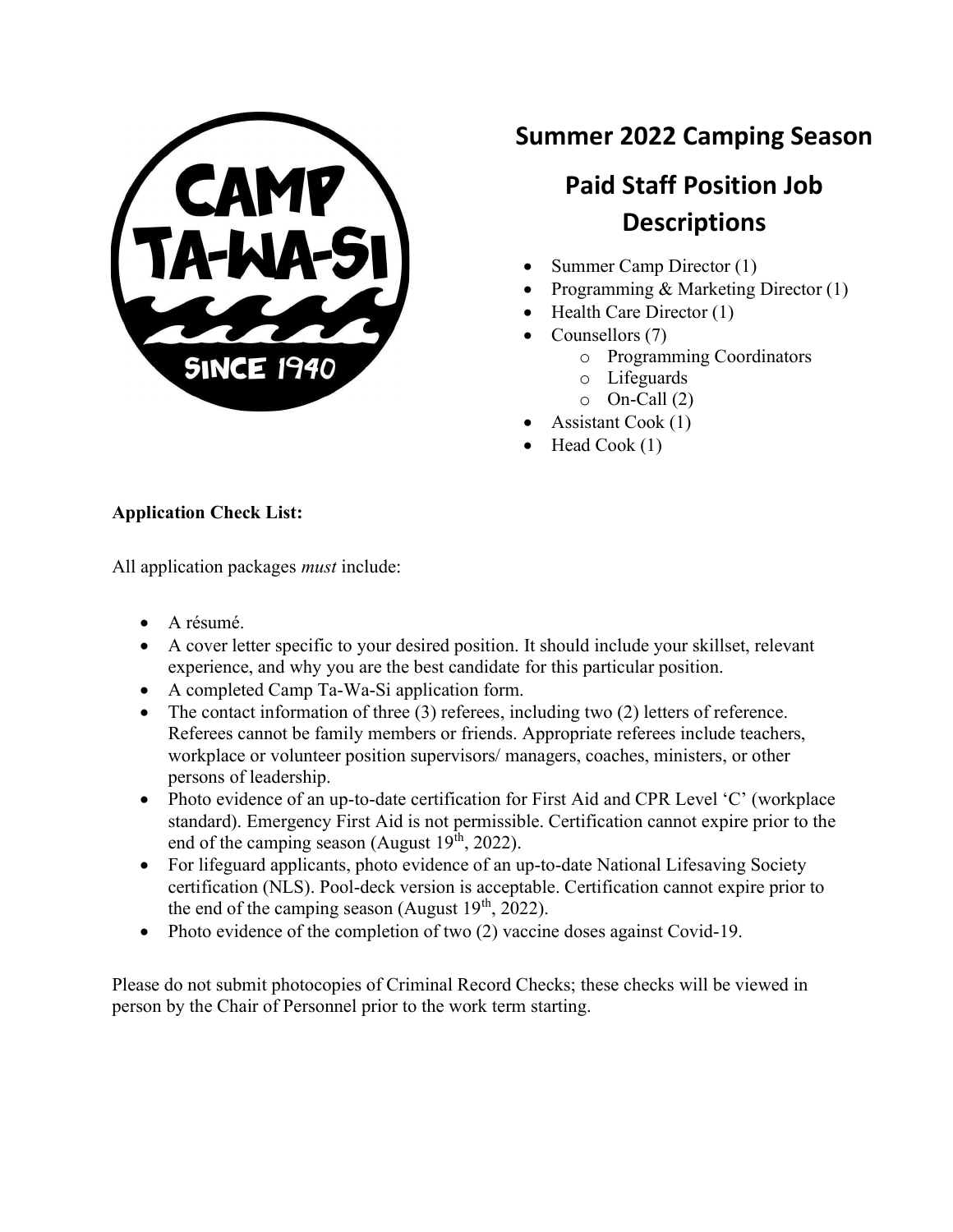# Summer 2022 Camping Season

## Paid Staff Position Job Descriptions

- Summer Camp Director (1)
- Programming & Marketing Director (1)
- Health Care Director (1)
- Counsellors (7)
  - Programming Coordinators
  - Lifeguards
  - On-Call (2)
- Assistant Cook (1)
- Head Cook (1)

**Application Check List:**

All application packages *must* include:

- A résumé.
- A cover letter specific to your desired position. It should include your skillset, relevant experience, and why you are the best candidate for this particular position.
- A completed Camp Ta-Wa-Si application form.
- The contact information of three (3) referees, including two (2) letters of reference. Referees cannot be family members or friends. Appropriate referees include teachers, workplace or volunteer position supervisors/ managers, coaches, ministers, or other persons of leadership.
- Photo evidence of an up-to-date certification for First Aid and CPR Level 'C' (workplace standard). Emergency First Aid is not permissible. Certification cannot expire prior to the end of the camping season (August 19th, 2022).
- For lifeguard applicants, photo evidence of an up-to-date National Lifesaving Society certification (NLS). Pool-deck version is acceptable. Certification cannot expire prior to the end of the camping season (August 19th, 2022).
- Photo evidence of the completion of two (2) vaccine doses against Covid-19.

Please do not submit photocopies of Criminal Record Checks; these checks will be viewed in person by the Chair of Personnel prior to the work term starting.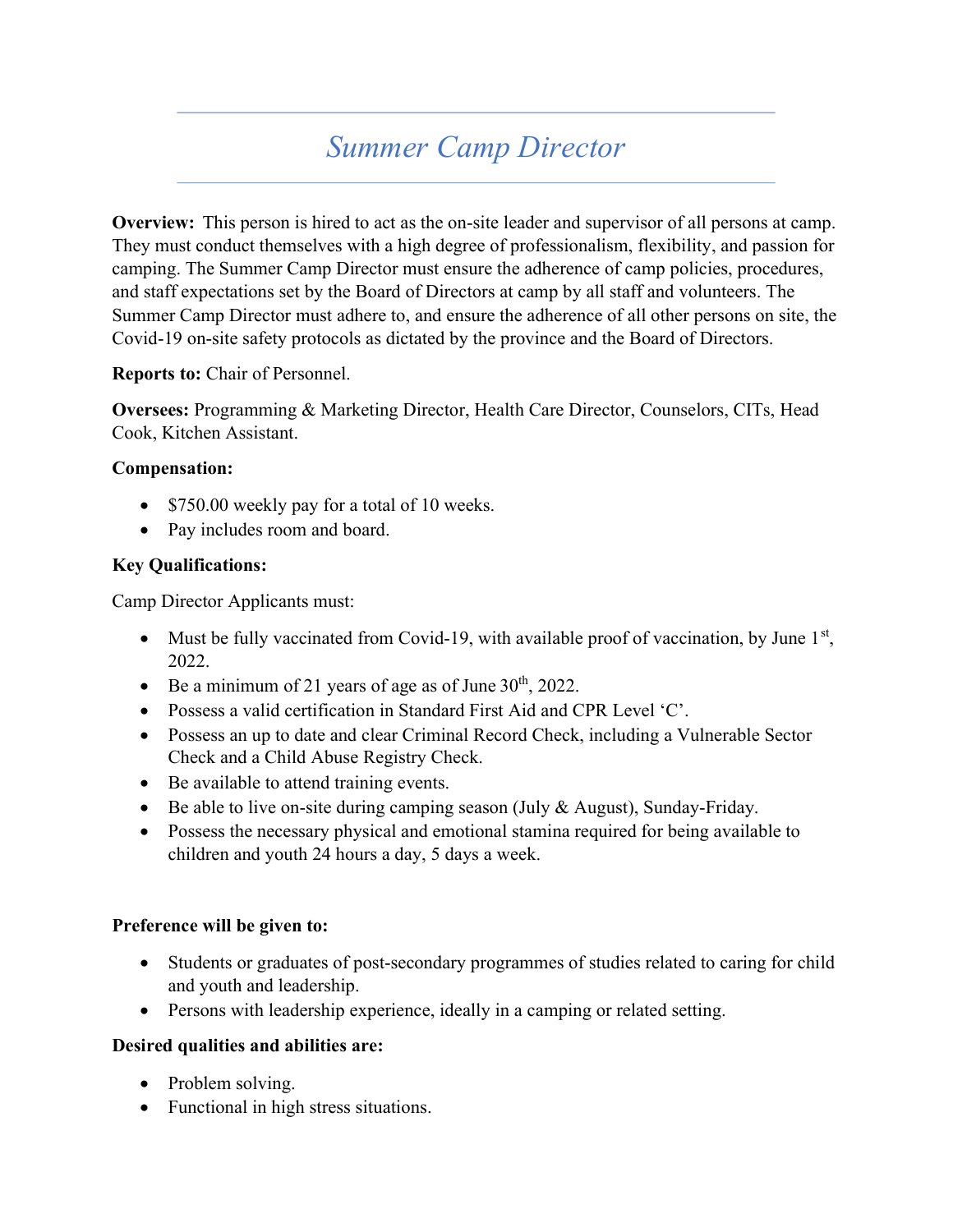# *Summer Camp Director*

**Overview:** This person is hired to act as the on-site leader and supervisor of all persons at camp. They must conduct themselves with a high degree of professionalism, flexibility, and passion for camping. The Summer Camp Director must ensure the adherence of camp policies, procedures, and staff expectations set by the Board of Directors at camp by all staff and volunteers. The Summer Camp Director must adhere to, and ensure the adherence of all other persons on site, the Covid-19 on-site safety protocols as dictated by the province and the Board of Directors.

**Reports to:** Chair of Personnel.

**Oversees:** Programming & Marketing Director, Health Care Director, Counselors, CITs, Head Cook, Kitchen Assistant.

**Compensation:**

- $750.00 weekly pay for a total of 10 weeks.
- Pay includes room and board.

**Key Qualifications:**

Camp Director Applicants must:

- Must be fully vaccinated from Covid-19, with available proof of vaccination, by June 1st, 2022.
- Be a minimum of 21 years of age as of June 30th, 2022.
- Possess a valid certification in Standard First Aid and CPR Level 'C'.
- Possess an up to date and clear Criminal Record Check, including a Vulnerable Sector Check and a Child Abuse Registry Check.
- Be available to attend training events.
- Be able to live on-site during camping season (July & August), Sunday-Friday.
- Possess the necessary physical and emotional stamina required for being available to children and youth 24 hours a day, 5 days a week.

**Preference will be given to:**

- Students or graduates of post-secondary programmes of studies related to caring for child and youth and leadership.
- Persons with leadership experience, ideally in a camping or related setting.

**Desired qualities and abilities are:**

- Problem solving.
- Functional in high stress situations.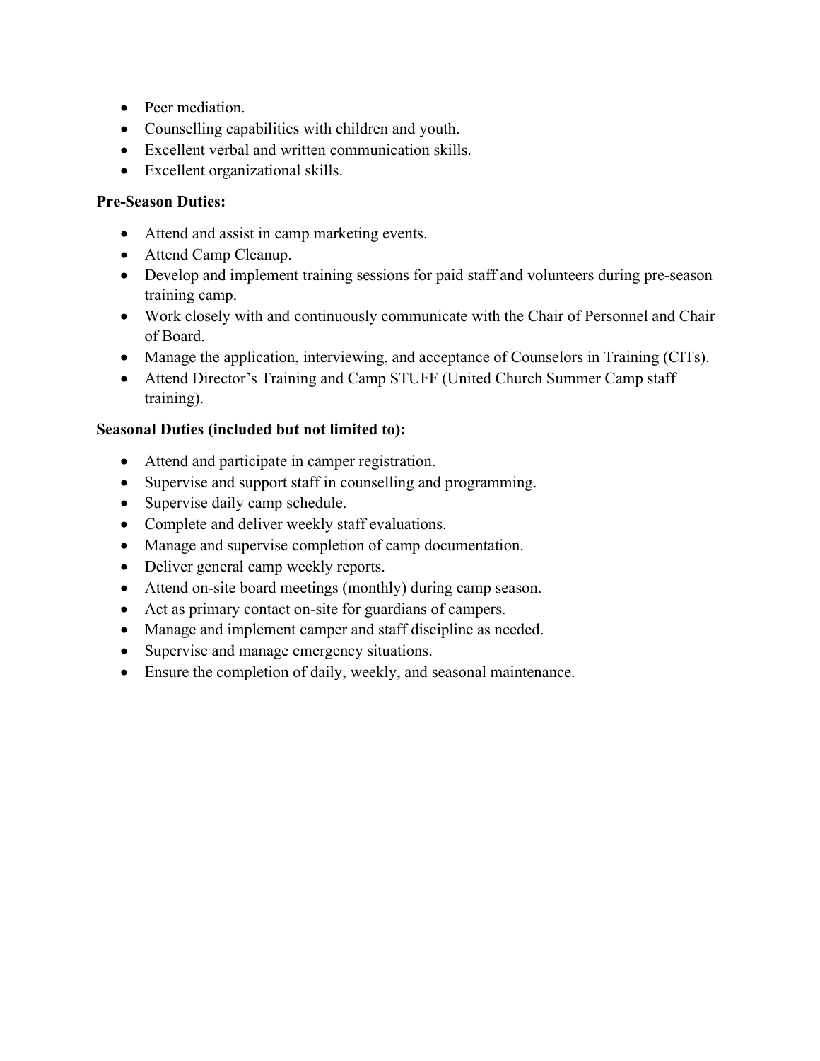- Peer mediation.
- Counselling capabilities with children and youth.
- Excellent verbal and written communication skills.
- Excellent organizational skills.

**Pre-Season Duties:**

- Attend and assist in camp marketing events.
- Attend Camp Cleanup.
- Develop and implement training sessions for paid staff and volunteers during pre-season training camp.
- Work closely with and continuously communicate with the Chair of Personnel and Chair of Board.
- Manage the application, interviewing, and acceptance of Counselors in Training (CITs).
- Attend Director's Training and Camp STUFF (United Church Summer Camp staff training).

**Seasonal Duties (included but not limited to):**

- Attend and participate in camper registration.
- Supervise and support staff in counselling and programming.
- Supervise daily camp schedule.
- Complete and deliver weekly staff evaluations.
- Manage and supervise completion of camp documentation.
- Deliver general camp weekly reports.
- Attend on-site board meetings (monthly) during camp season.
- Act as primary contact on-site for guardians of campers.
- Manage and implement camper and staff discipline as needed.
- Supervise and manage emergency situations.
- Ensure the completion of daily, weekly, and seasonal maintenance.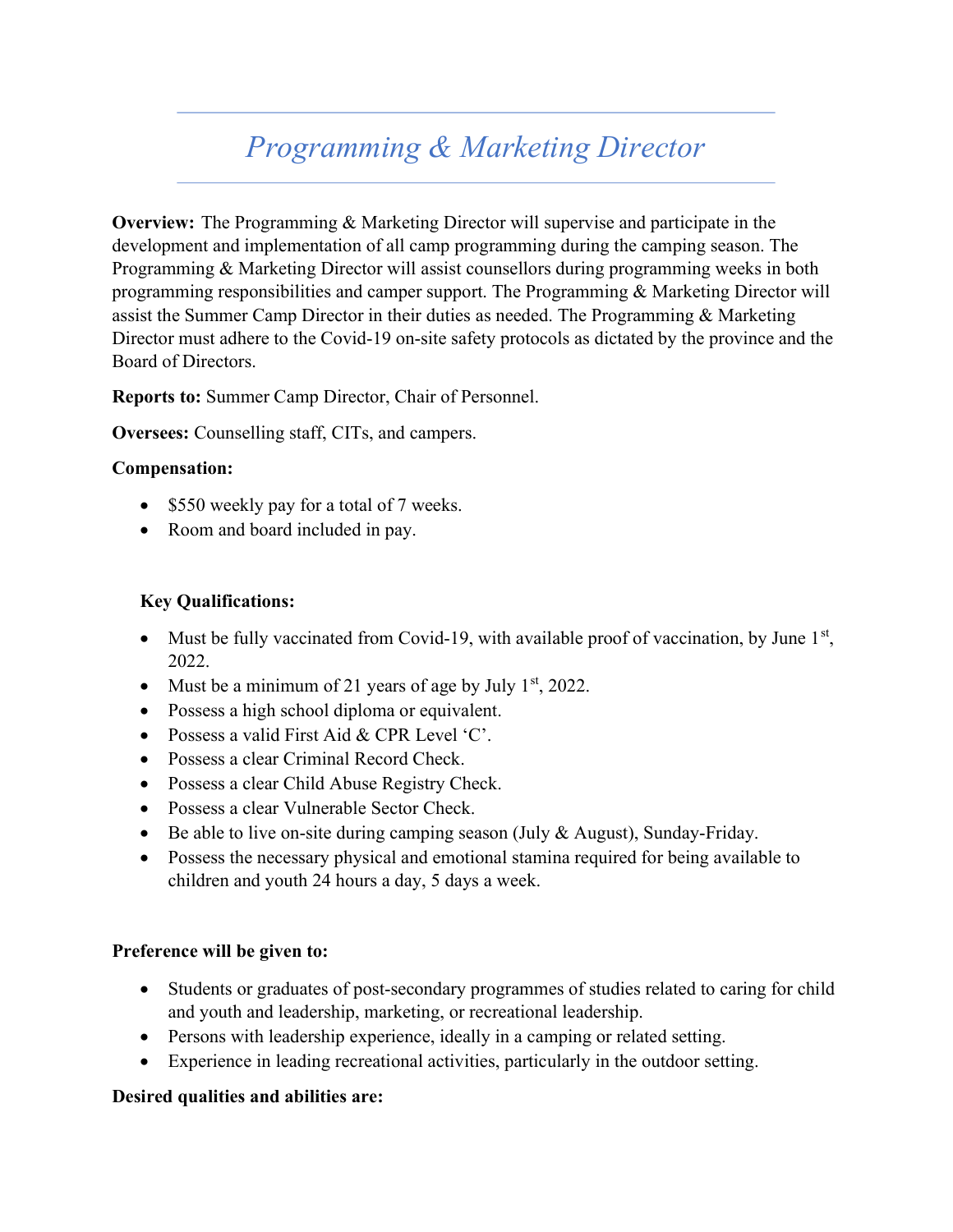# *Programming & Marketing Director*

**Overview:** The Programming & Marketing Director will supervise and participate in the development and implementation of all camp programming during the camping season. The Programming & Marketing Director will assist counsellors during programming weeks in both programming responsibilities and camper support. The Programming & Marketing Director will assist the Summer Camp Director in their duties as needed. The Programming & Marketing Director must adhere to the Covid-19 on-site safety protocols as dictated by the province and the Board of Directors.

**Reports to:** Summer Camp Director, Chair of Personnel.

**Oversees:** Counselling staff, CITs, and campers.

**Compensation:**

- $550 weekly pay for a total of 7 weeks.
- Room and board included in pay.

**Key Qualifications:**

- Must be fully vaccinated from Covid-19, with available proof of vaccination, by June 1st, 2022.
- Must be a minimum of 21 years of age by July 1st, 2022.
- Possess a high school diploma or equivalent.
- Possess a valid First Aid & CPR Level 'C'.
- Possess a clear Criminal Record Check.
- Possess a clear Child Abuse Registry Check.
- Possess a clear Vulnerable Sector Check.
- Be able to live on-site during camping season (July & August), Sunday-Friday.
- Possess the necessary physical and emotional stamina required for being available to children and youth 24 hours a day, 5 days a week.

**Preference will be given to:**

- Students or graduates of post-secondary programmes of studies related to caring for child and youth and leadership, marketing, or recreational leadership.
- Persons with leadership experience, ideally in a camping or related setting.
- Experience in leading recreational activities, particularly in the outdoor setting.

**Desired qualities and abilities are:**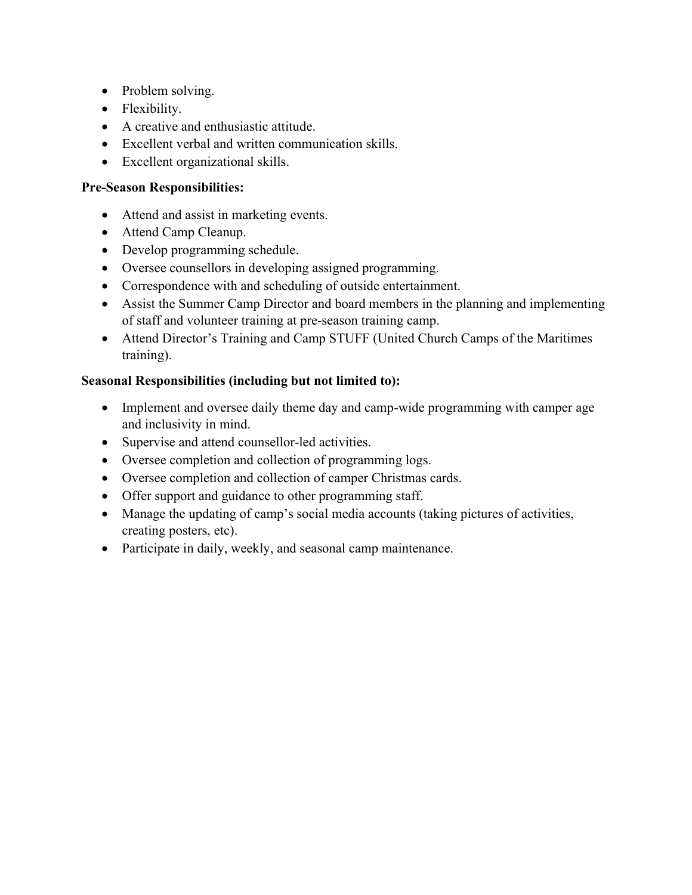- Problem solving.
- Flexibility.
- A creative and enthusiastic attitude.
- Excellent verbal and written communication skills.
- Excellent organizational skills.

**Pre-Season Responsibilities:**

- Attend and assist in marketing events.
- Attend Camp Cleanup.
- Develop programming schedule.
- Oversee counsellors in developing assigned programming.
- Correspondence with and scheduling of outside entertainment.
- Assist the Summer Camp Director and board members in the planning and implementing of staff and volunteer training at pre-season training camp.
- Attend Director's Training and Camp STUFF (United Church Camps of the Maritimes training).

**Seasonal Responsibilities (including but not limited to):**

- Implement and oversee daily theme day and camp-wide programming with camper age and inclusivity in mind.
- Supervise and attend counsellor-led activities.
- Oversee completion and collection of programming logs.
- Oversee completion and collection of camper Christmas cards.
- Offer support and guidance to other programming staff.
- Manage the updating of camp's social media accounts (taking pictures of activities, creating posters, etc).
- Participate in daily, weekly, and seasonal camp maintenance.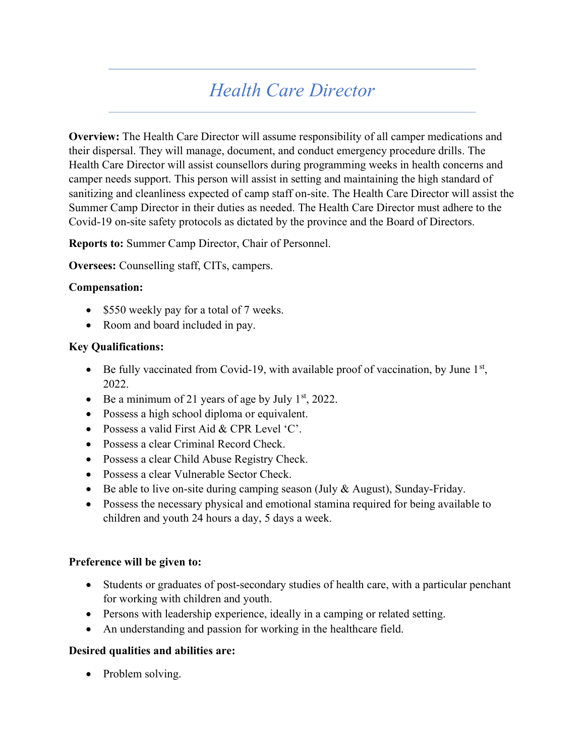# *Health Care Director*

**Overview:** The Health Care Director will assume responsibility of all camper medications and their dispersal. They will manage, document, and conduct emergency procedure drills. The Health Care Director will assist counsellors during programming weeks in health concerns and camper needs support. This person will assist in setting and maintaining the high standard of sanitizing and cleanliness expected of camp staff on-site. The Health Care Director will assist the Summer Camp Director in their duties as needed. The Health Care Director must adhere to the Covid-19 on-site safety protocols as dictated by the province and the Board of Directors.

**Reports to:** Summer Camp Director, Chair of Personnel.

**Oversees:** Counselling staff, CITs, campers.

**Compensation:**

- $550 weekly pay for a total of 7 weeks.
- Room and board included in pay.

**Key Qualifications:**

- Be fully vaccinated from Covid-19, with available proof of vaccination, by June 1st, 2022.
- Be a minimum of 21 years of age by July 1st, 2022.
- Possess a high school diploma or equivalent.
- Possess a valid First Aid & CPR Level 'C'.
- Possess a clear Criminal Record Check.
- Possess a clear Child Abuse Registry Check.
- Possess a clear Vulnerable Sector Check.
- Be able to live on-site during camping season (July & August), Sunday-Friday.
- Possess the necessary physical and emotional stamina required for being available to children and youth 24 hours a day, 5 days a week.

**Preference will be given to:**

- Students or graduates of post-secondary studies of health care, with a particular penchant for working with children and youth.
- Persons with leadership experience, ideally in a camping or related setting.
- An understanding and passion for working in the healthcare field.

**Desired qualities and abilities are:**

- Problem solving.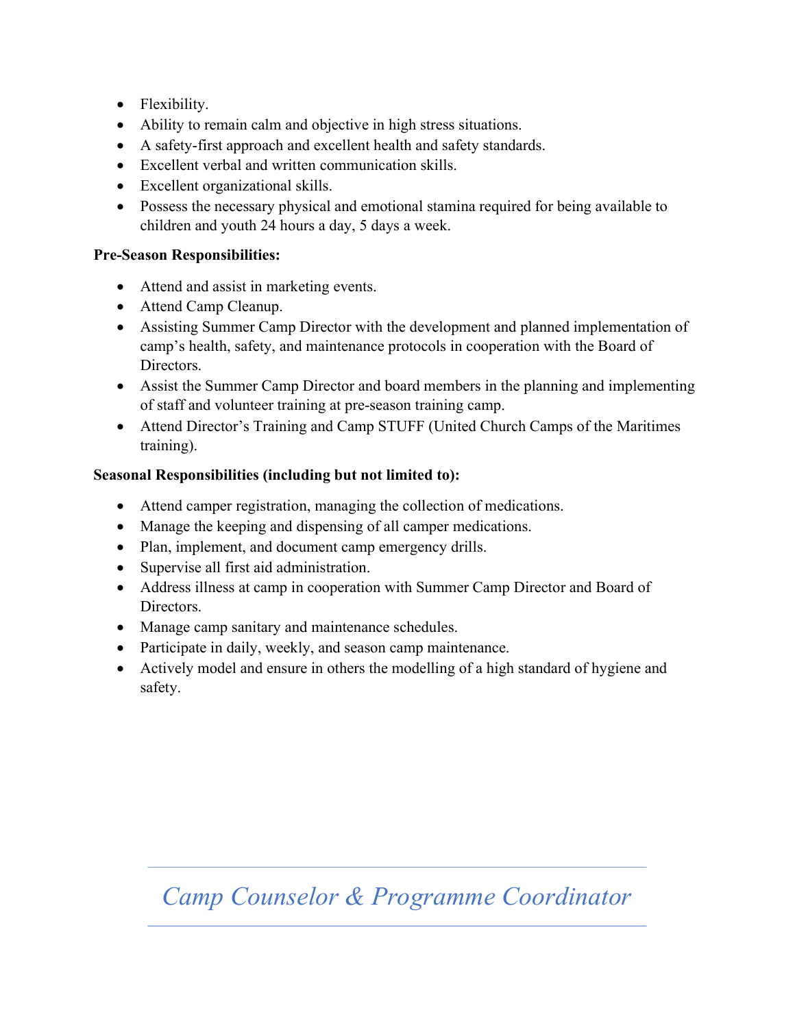- Flexibility.
- Ability to remain calm and objective in high stress situations.
- A safety-first approach and excellent health and safety standards.
- Excellent verbal and written communication skills.
- Excellent organizational skills.
- Possess the necessary physical and emotional stamina required for being available to children and youth 24 hours a day, 5 days a week.

**Pre-Season Responsibilities:**

- Attend and assist in marketing events.
- Attend Camp Cleanup.
- Assisting Summer Camp Director with the development and planned implementation of camp's health, safety, and maintenance protocols in cooperation with the Board of Directors.
- Assist the Summer Camp Director and board members in the planning and implementing of staff and volunteer training at pre-season training camp.
- Attend Director's Training and Camp STUFF (United Church Camps of the Maritimes training).

**Seasonal Responsibilities (including but not limited to):**

- Attend camper registration, managing the collection of medications.
- Manage the keeping and dispensing of all camper medications.
- Plan, implement, and document camp emergency drills.
- Supervise all first aid administration.
- Address illness at camp in cooperation with Summer Camp Director and Board of Directors.
- Manage camp sanitary and maintenance schedules.
- Participate in daily, weekly, and season camp maintenance.
- Actively model and ensure in others the modelling of a high standard of hygiene and safety.

## *Camp Counselor & Programme Coordinator*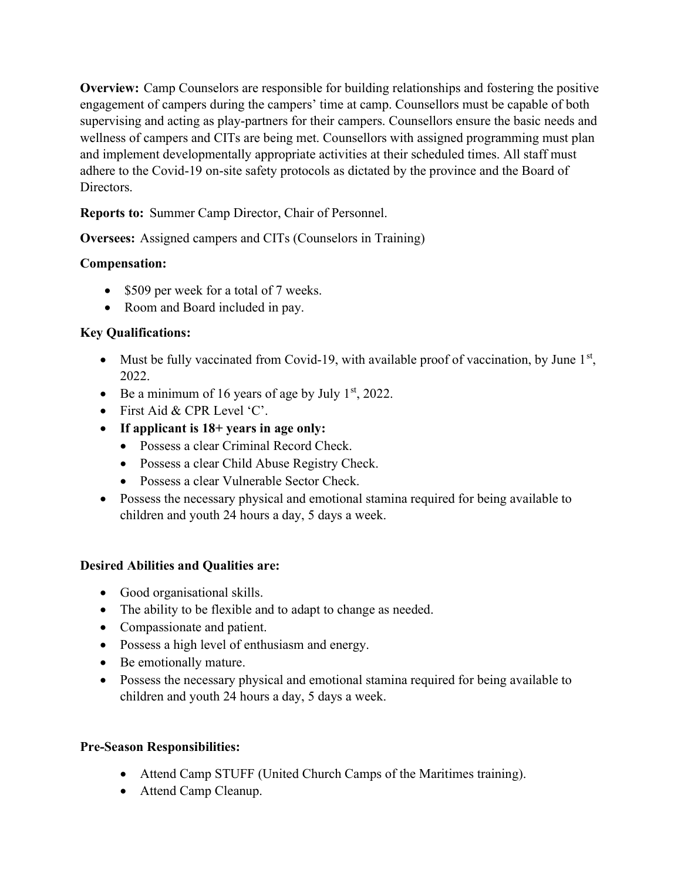**Overview:** Camp Counselors are responsible for building relationships and fostering the positive engagement of campers during the campers' time at camp. Counsellors must be capable of both supervising and acting as play-partners for their campers. Counsellors ensure the basic needs and wellness of campers and CITs are being met. Counsellors with assigned programming must plan and implement developmentally appropriate activities at their scheduled times. All staff must adhere to the Covid-19 on-site safety protocols as dictated by the province and the Board of Directors.

**Reports to:** Summer Camp Director, Chair of Personnel.

**Oversees:** Assigned campers and CITs (Counselors in Training)

**Compensation:**

- $509 per week for a total of 7 weeks.
- Room and Board included in pay.

**Key Qualifications:**

- Must be fully vaccinated from Covid-19, with available proof of vaccination, by June 1st, 2022.
- Be a minimum of 16 years of age by July 1st, 2022.
- First Aid & CPR Level 'C'.
- **If applicant is 18+ years in age only:**
  - Possess a clear Criminal Record Check.
  - Possess a clear Child Abuse Registry Check.
  - Possess a clear Vulnerable Sector Check.
- Possess the necessary physical and emotional stamina required for being available to children and youth 24 hours a day, 5 days a week.

**Desired Abilities and Qualities are:**

- Good organisational skills.
- The ability to be flexible and to adapt to change as needed.
- Compassionate and patient.
- Possess a high level of enthusiasm and energy.
- Be emotionally mature.
- Possess the necessary physical and emotional stamina required for being available to children and youth 24 hours a day, 5 days a week.

**Pre-Season Responsibilities:**

- Attend Camp STUFF (United Church Camps of the Maritimes training).
- Attend Camp Cleanup.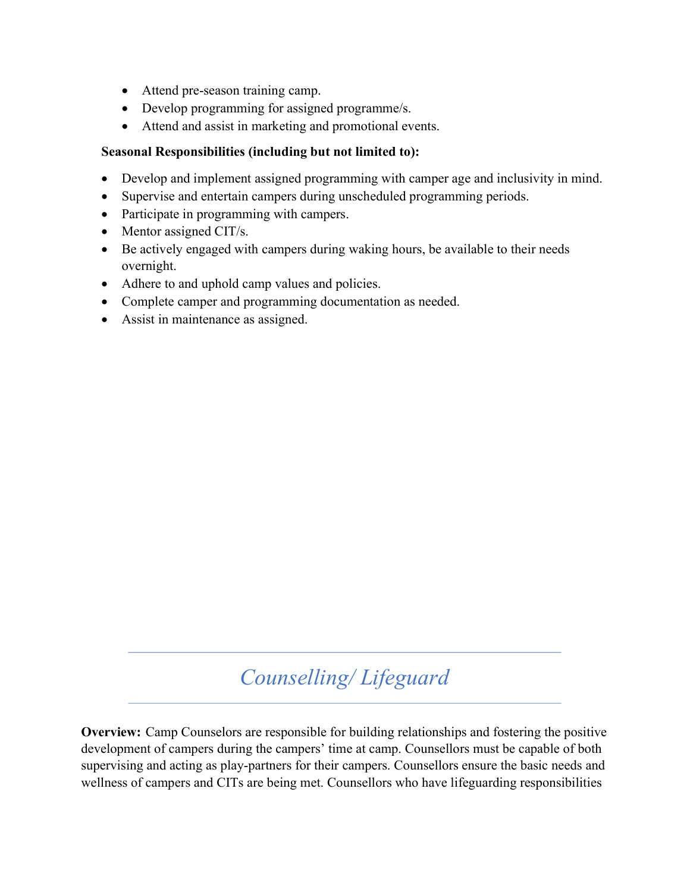- Attend pre-season training camp.
- Develop programming for assigned programme/s.
- Attend and assist in marketing and promotional events.

**Seasonal Responsibilities (including but not limited to):**

- Develop and implement assigned programming with camper age and inclusivity in mind.
- Supervise and entertain campers during unscheduled programming periods.
- Participate in programming with campers.
- Mentor assigned CIT/s.
- Be actively engaged with campers during waking hours, be available to their needs overnight.
- Adhere to and uphold camp values and policies.
- Complete camper and programming documentation as needed.
- Assist in maintenance as assigned.

## *Counselling/ Lifeguard*

**Overview:** Camp Counselors are responsible for building relationships and fostering the positive development of campers during the campers' time at camp. Counsellors must be capable of both supervising and acting as play-partners for their campers. Counsellors ensure the basic needs and wellness of campers and CITs are being met. Counsellors who have lifeguarding responsibilities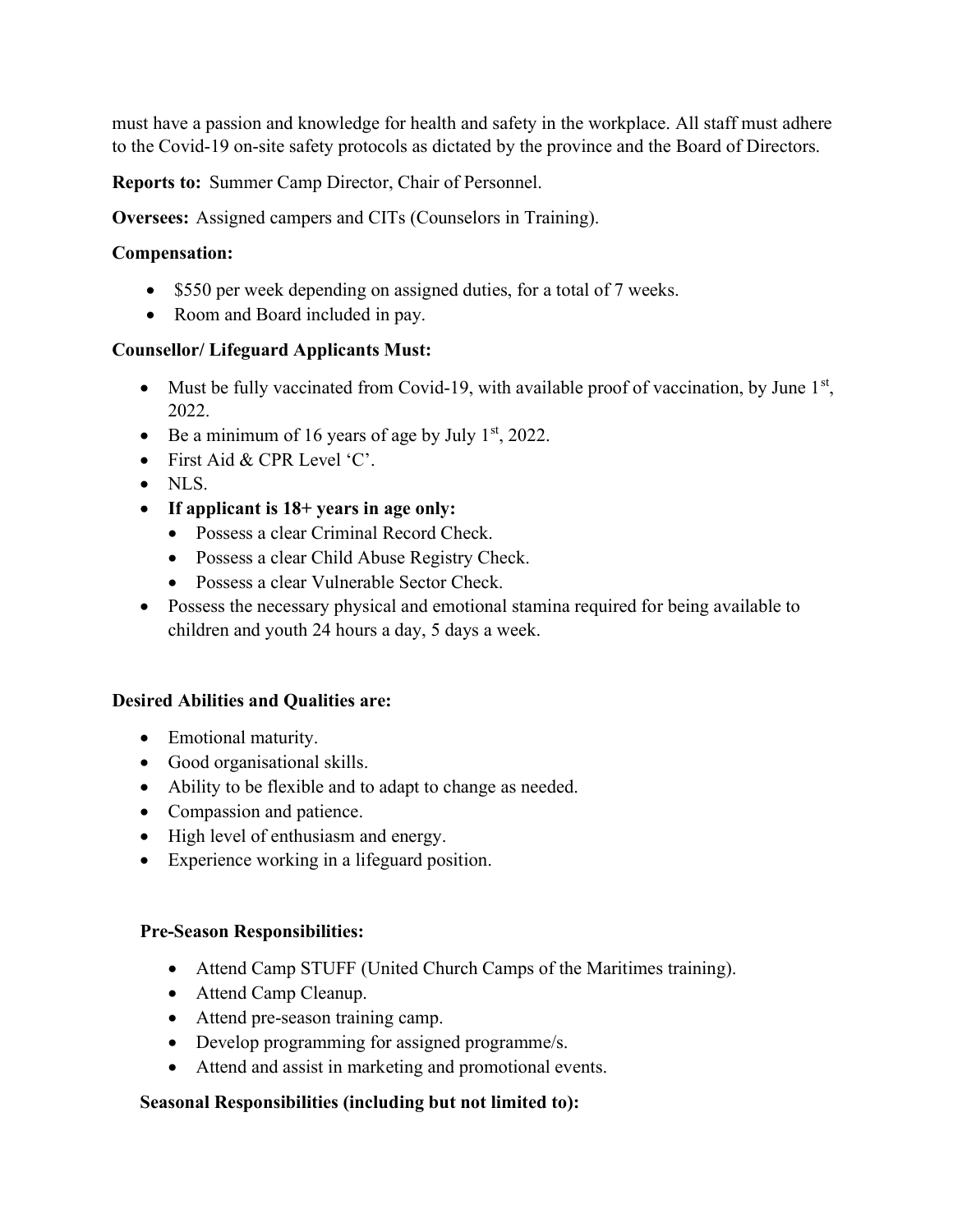must have a passion and knowledge for health and safety in the workplace. All staff must adhere to the Covid-19 on-site safety protocols as dictated by the province and the Board of Directors.

**Reports to:** Summer Camp Director, Chair of Personnel.

**Oversees:** Assigned campers and CITs (Counselors in Training).

**Compensation:**

- $550 per week depending on assigned duties, for a total of 7 weeks.
- Room and Board included in pay.

**Counsellor/ Lifeguard Applicants Must:**

- Must be fully vaccinated from Covid-19, with available proof of vaccination, by June 1st, 2022.
- Be a minimum of 16 years of age by July 1st, 2022.
- First Aid & CPR Level 'C'.
- NLS.
- **If applicant is 18+ years in age only:**
  - Possess a clear Criminal Record Check.
  - Possess a clear Child Abuse Registry Check.
  - Possess a clear Vulnerable Sector Check.
- Possess the necessary physical and emotional stamina required for being available to children and youth 24 hours a day, 5 days a week.

**Desired Abilities and Qualities are:**

- Emotional maturity.
- Good organisational skills.
- Ability to be flexible and to adapt to change as needed.
- Compassion and patience.
- High level of enthusiasm and energy.
- Experience working in a lifeguard position.

**Pre-Season Responsibilities:**

- Attend Camp STUFF (United Church Camps of the Maritimes training).
- Attend Camp Cleanup.
- Attend pre-season training camp.
- Develop programming for assigned programme/s.
- Attend and assist in marketing and promotional events.

**Seasonal Responsibilities (including but not limited to):**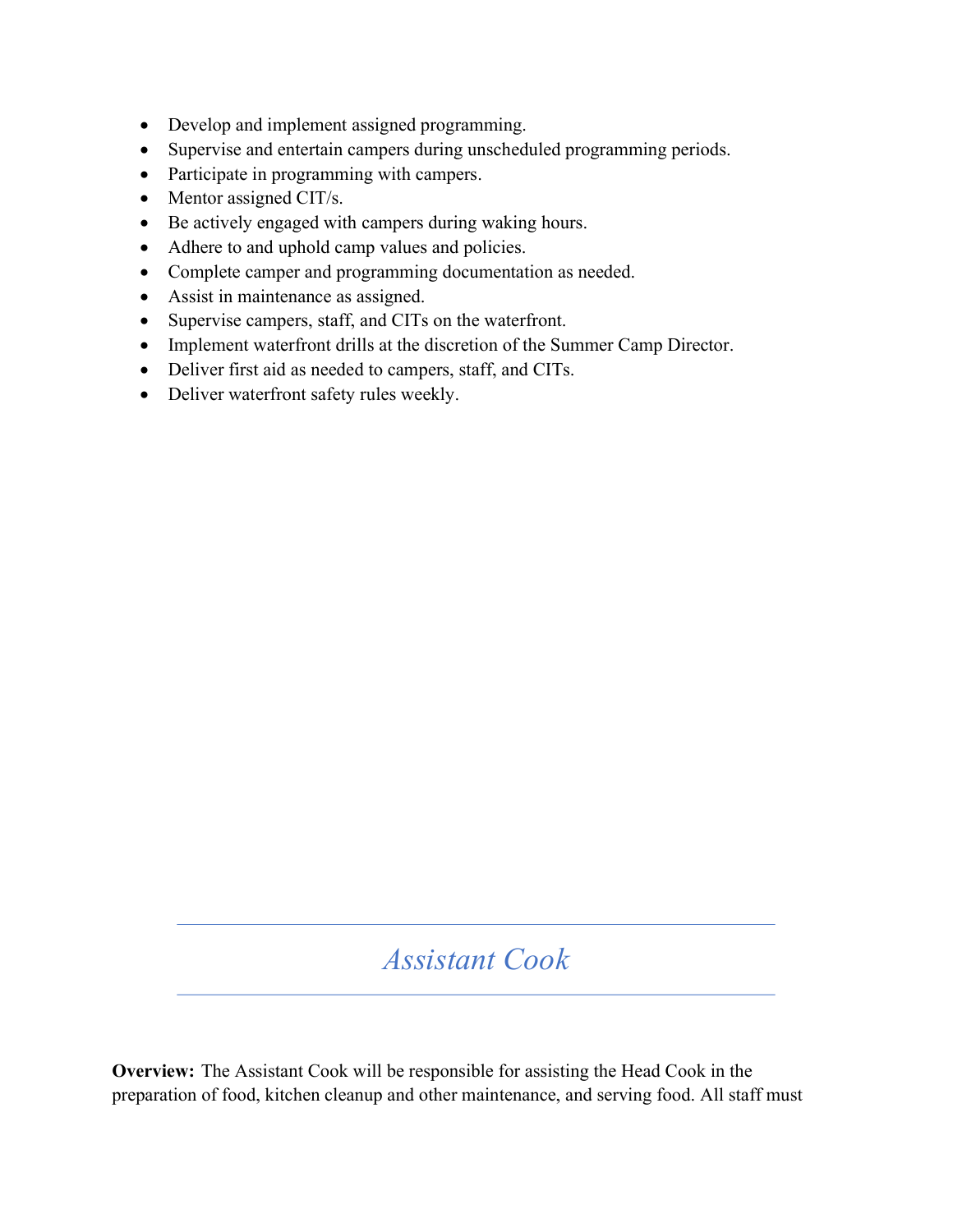- Develop and implement assigned programming.
- Supervise and entertain campers during unscheduled programming periods.
- Participate in programming with campers.
- Mentor assigned CIT/s.
- Be actively engaged with campers during waking hours.
- Adhere to and uphold camp values and policies.
- Complete camper and programming documentation as needed.
- Assist in maintenance as assigned.
- Supervise campers, staff, and CITs on the waterfront.
- Implement waterfront drills at the discretion of the Summer Camp Director.
- Deliver first aid as needed to campers, staff, and CITs.
- Deliver waterfront safety rules weekly.

---

## *Assistant Cook*

---

**Overview:** The Assistant Cook will be responsible for assisting the Head Cook in the preparation of food, kitchen cleanup and other maintenance, and serving food. All staff must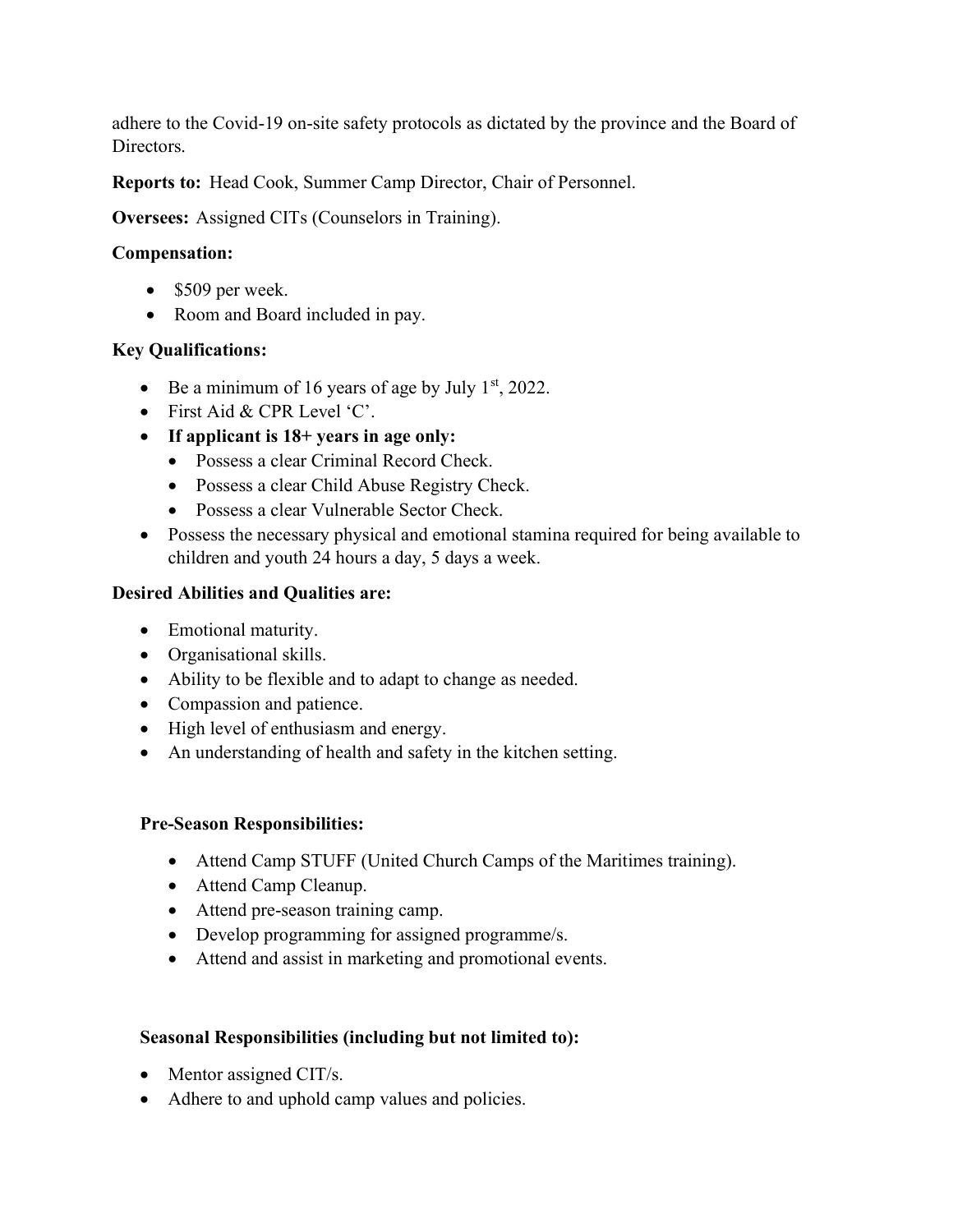adhere to the Covid-19 on-site safety protocols as dictated by the province and the Board of Directors.

**Reports to:** Head Cook, Summer Camp Director, Chair of Personnel.

**Oversees:** Assigned CITs (Counselors in Training).

**Compensation:**

- $509 per week.
- Room and Board included in pay.

**Key Qualifications:**

- Be a minimum of 16 years of age by July 1st, 2022.
- First Aid & CPR Level 'C'.
- **If applicant is 18+ years in age only:**
  - Possess a clear Criminal Record Check.
  - Possess a clear Child Abuse Registry Check.
  - Possess a clear Vulnerable Sector Check.
- Possess the necessary physical and emotional stamina required for being available to children and youth 24 hours a day, 5 days a week.

**Desired Abilities and Qualities are:**

- Emotional maturity.
- Organisational skills.
- Ability to be flexible and to adapt to change as needed.
- Compassion and patience.
- High level of enthusiasm and energy.
- An understanding of health and safety in the kitchen setting.

**Pre-Season Responsibilities:**

- Attend Camp STUFF (United Church Camps of the Maritimes training).
- Attend Camp Cleanup.
- Attend pre-season training camp.
- Develop programming for assigned programme/s.
- Attend and assist in marketing and promotional events.

**Seasonal Responsibilities (including but not limited to):**

- Mentor assigned CIT/s.
- Adhere to and uphold camp values and policies.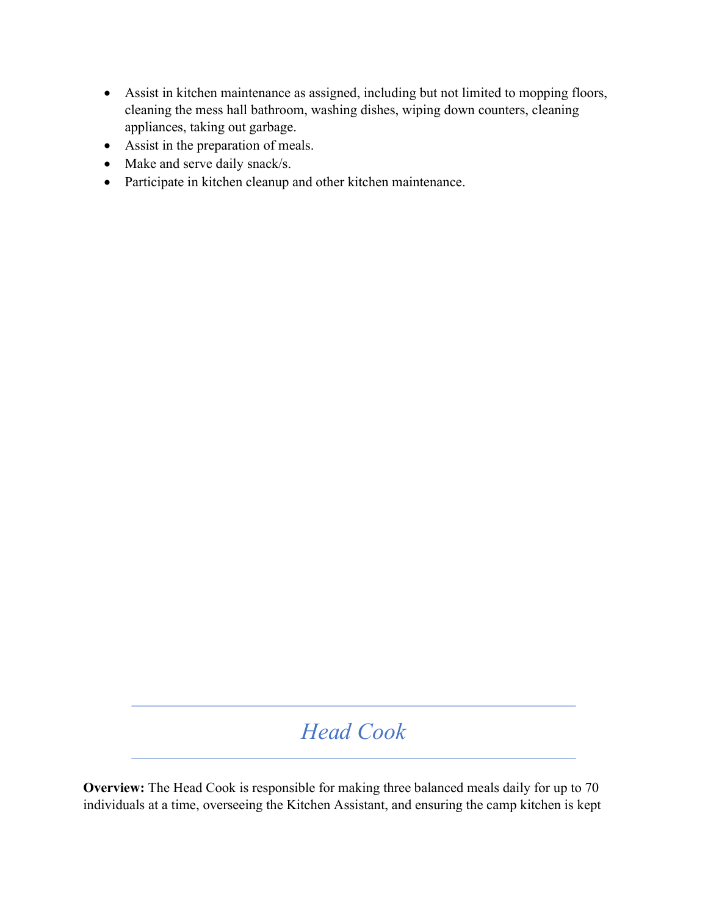- Assist in kitchen maintenance as assigned, including but not limited to mopping floors, cleaning the mess hall bathroom, washing dishes, wiping down counters, cleaning appliances, taking out garbage.
- Assist in the preparation of meals.
- Make and serve daily snack/s.
- Participate in kitchen cleanup and other kitchen maintenance.

---

## *Head Cook*

---

**Overview:** The Head Cook is responsible for making three balanced meals daily for up to 70 individuals at a time, overseeing the Kitchen Assistant, and ensuring the camp kitchen is kept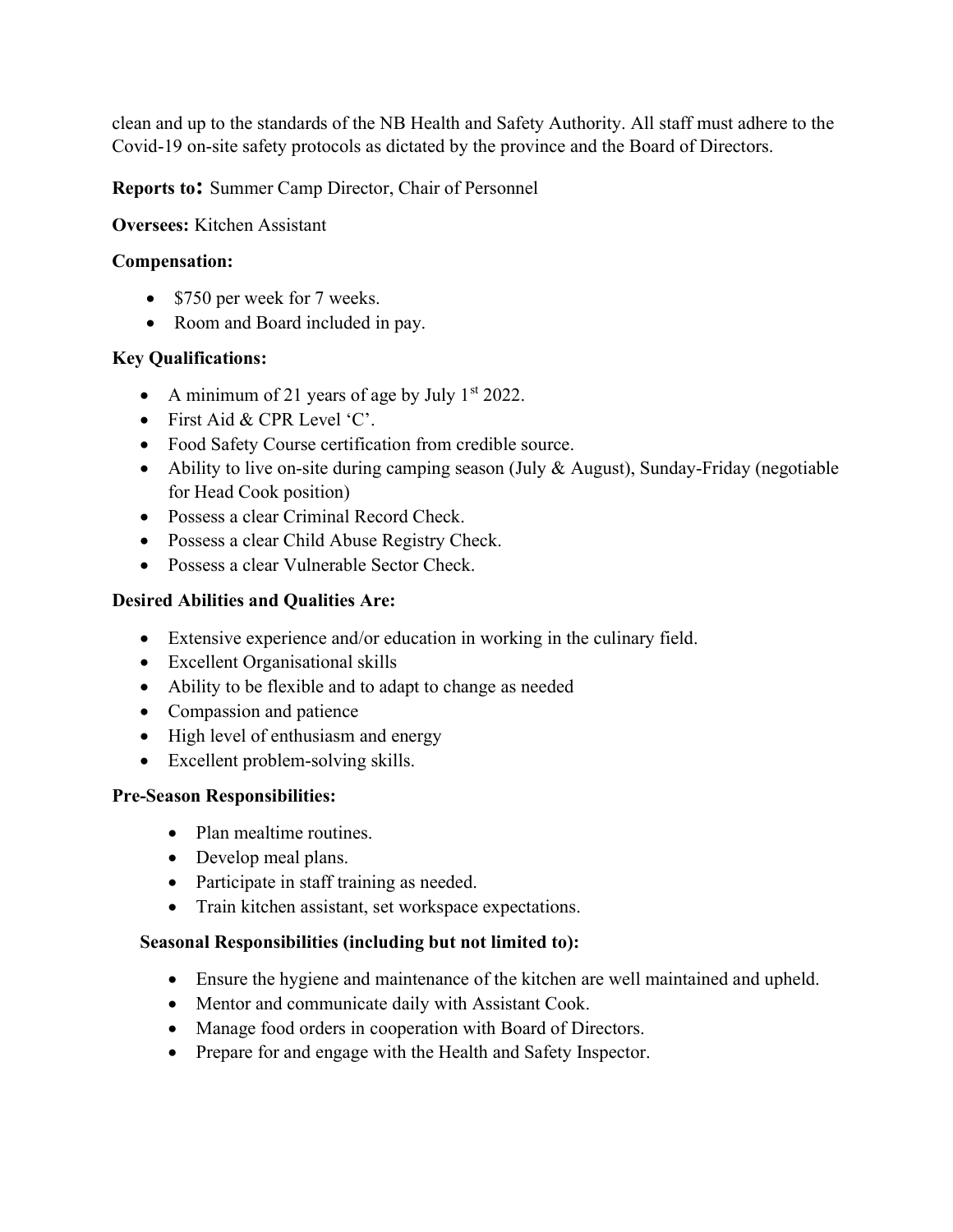clean and up to the standards of the NB Health and Safety Authority. All staff must adhere to the Covid-19 on-site safety protocols as dictated by the province and the Board of Directors.

**Reports to:** Summer Camp Director, Chair of Personnel

**Oversees:** Kitchen Assistant

**Compensation:**

- $750 per week for 7 weeks.
- Room and Board included in pay.

**Key Qualifications:**

- A minimum of 21 years of age by July 1st 2022.
- First Aid & CPR Level 'C'.
- Food Safety Course certification from credible source.
- Ability to live on-site during camping season (July & August), Sunday-Friday (negotiable for Head Cook position)
- Possess a clear Criminal Record Check.
- Possess a clear Child Abuse Registry Check.
- Possess a clear Vulnerable Sector Check.

**Desired Abilities and Qualities Are:**

- Extensive experience and/or education in working in the culinary field.
- Excellent Organisational skills
- Ability to be flexible and to adapt to change as needed
- Compassion and patience
- High level of enthusiasm and energy
- Excellent problem-solving skills.

**Pre-Season Responsibilities:**

- Plan mealtime routines.
- Develop meal plans.
- Participate in staff training as needed.
- Train kitchen assistant, set workspace expectations.

**Seasonal Responsibilities (including but not limited to):**

- Ensure the hygiene and maintenance of the kitchen are well maintained and upheld.
- Mentor and communicate daily with Assistant Cook.
- Manage food orders in cooperation with Board of Directors.
- Prepare for and engage with the Health and Safety Inspector.